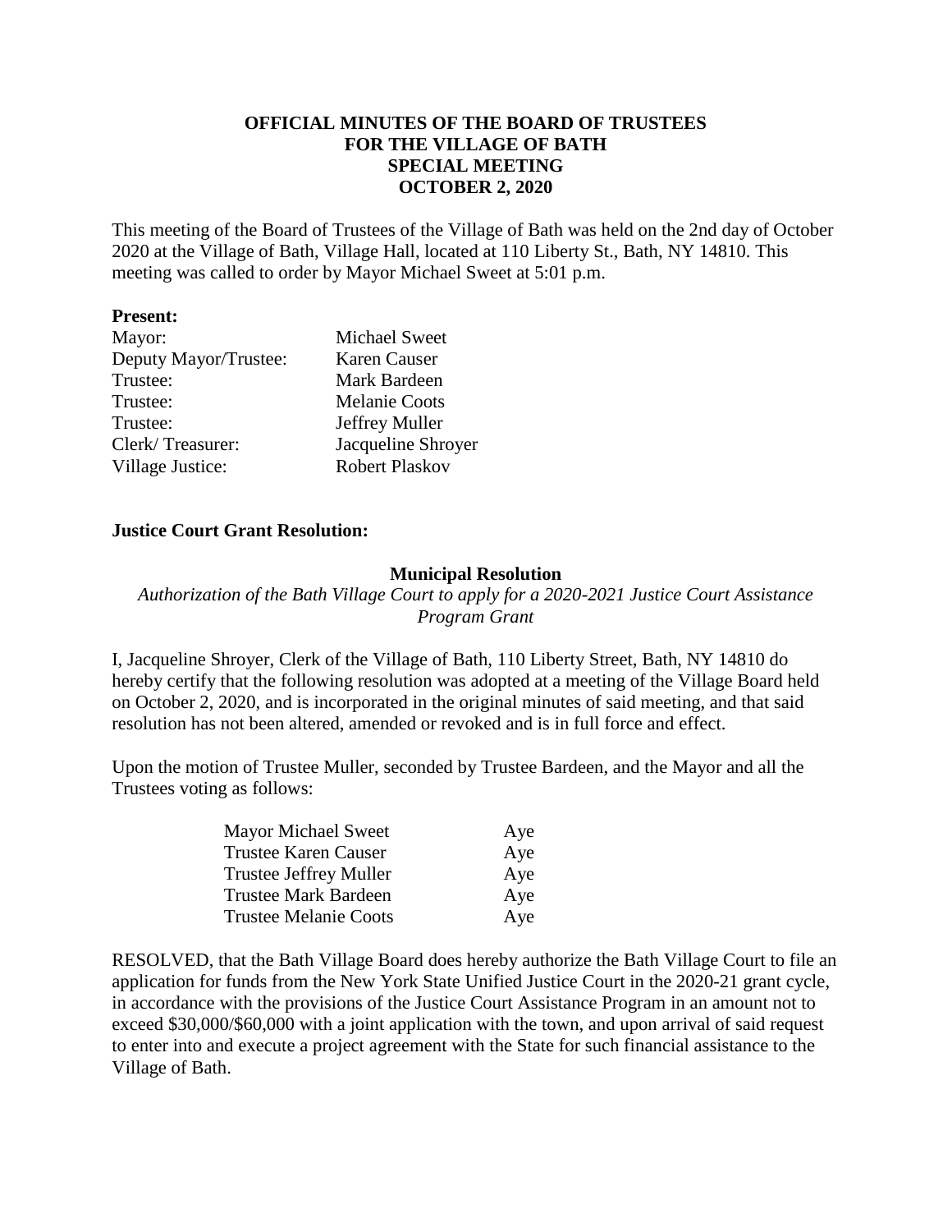**OFFICIAL MINUTES OF THE BOARD OF TRUSTEES**
**FOR THE VILLAGE OF BATH**
**SPECIAL MEETING**
**OCTOBER 2, 2020**

This meeting of the Board of Trustees of the Village of Bath was held on the 2nd day of October 2020 at the Village of Bath, Village Hall, located at 110 Liberty St., Bath, NY 14810. This meeting was called to order by Mayor Michael Sweet at 5:01 p.m.

**Present:**

| | |
|---|---|
| Mayor: | Michael Sweet |
| Deputy Mayor/Trustee: | Karen Causer |
| Trustee: | Mark Bardeen |
| Trustee: | Melanie Coots |
| Trustee: | Jeffrey Muller |
| Clerk/ Treasurer: | Jacqueline Shroyer |
| Village Justice: | Robert Plaskov |

**Justice Court Grant Resolution:**

**Municipal Resolution**

*Authorization of the Bath Village Court to apply for a 2020-2021 Justice Court Assistance Program Grant*

I, Jacqueline Shroyer, Clerk of the Village of Bath, 110 Liberty Street, Bath, NY 14810 do hereby certify that the following resolution was adopted at a meeting of the Village Board held on October 2, 2020, and is incorporated in the original minutes of said meeting, and that said resolution has not been altered, amended or revoked and is in full force and effect.

Upon the motion of Trustee Muller, seconded by Trustee Bardeen, and the Mayor and all the Trustees voting as follows:

| | |
|---|---|
| Mayor Michael Sweet | Aye |
| Trustee Karen Causer | Aye |
| Trustee Jeffrey Muller | Aye |
| Trustee Mark Bardeen | Aye |
| Trustee Melanie Coots | Aye |

RESOLVED, that the Bath Village Board does hereby authorize the Bath Village Court to file an application for funds from the New York State Unified Justice Court in the 2020-21 grant cycle, in accordance with the provisions of the Justice Court Assistance Program in an amount not to exceed $30,000/$60,000 with a joint application with the town, and upon arrival of said request to enter into and execute a project agreement with the State for such financial assistance to the Village of Bath.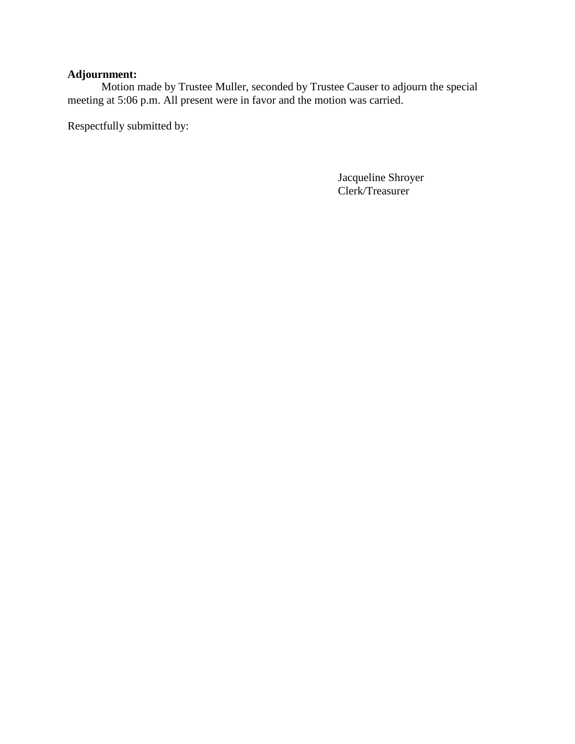**Adjournment:**

Motion made by Trustee Muller, seconded by Trustee Causer to adjourn the special meeting at 5:06 p.m. All present were in favor and the motion was carried.

Respectfully submitted by:

Jacqueline Shroyer
Clerk/Treasurer